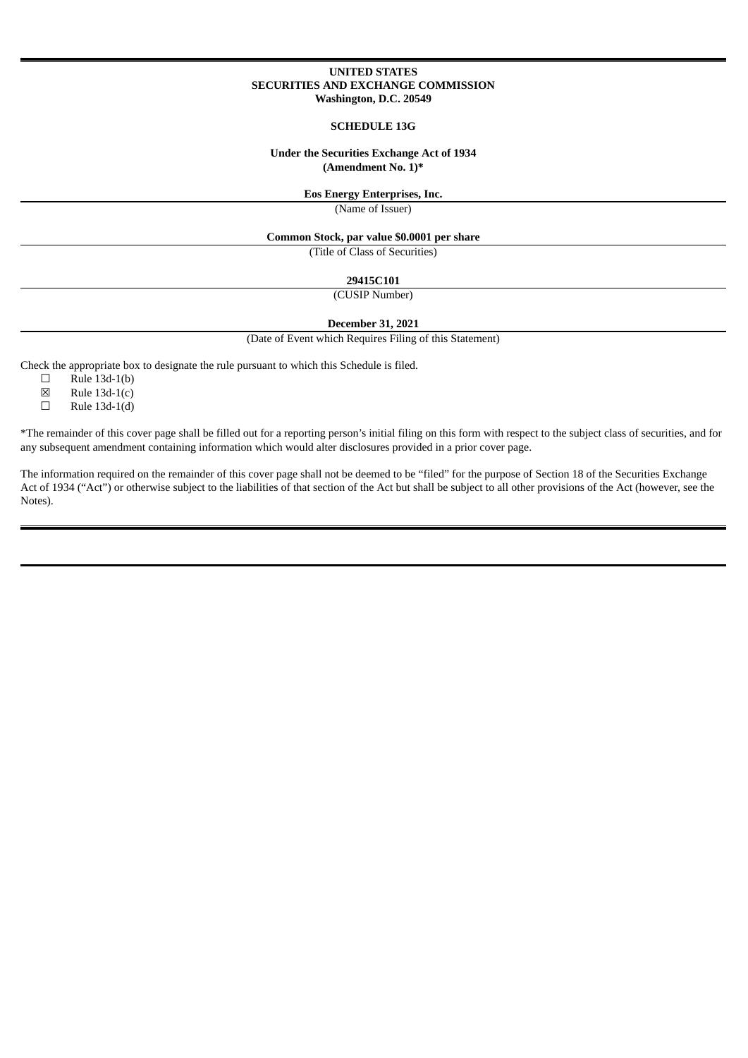**UNITED STATES**
**SECURITIES AND EXCHANGE COMMISSION**
**Washington, D.C. 20549**

**SCHEDULE 13G**

**Under the Securities Exchange Act of 1934**
**(Amendment No. 1)***

**Eos Energy Enterprises, Inc.**
(Name of Issuer)

**Common Stock, par value $0.0001 per share**
(Title of Class of Securities)

**29415C101**
(CUSIP Number)

**December 31, 2021**
(Date of Event which Requires Filing of this Statement)

Check the appropriate box to designate the rule pursuant to which this Schedule is filed.

☐ Rule 13d-1(b)
☒ Rule 13d-1(c)
☐ Rule 13d-1(d)

*The remainder of this cover page shall be filled out for a reporting person's initial filing on this form with respect to the subject class of securities, and for any subsequent amendment containing information which would alter disclosures provided in a prior cover page.

The information required on the remainder of this cover page shall not be deemed to be "filed" for the purpose of Section 18 of the Securities Exchange Act of 1934 ("Act") or otherwise subject to the liabilities of that section of the Act but shall be subject to all other provisions of the Act (however, see the Notes).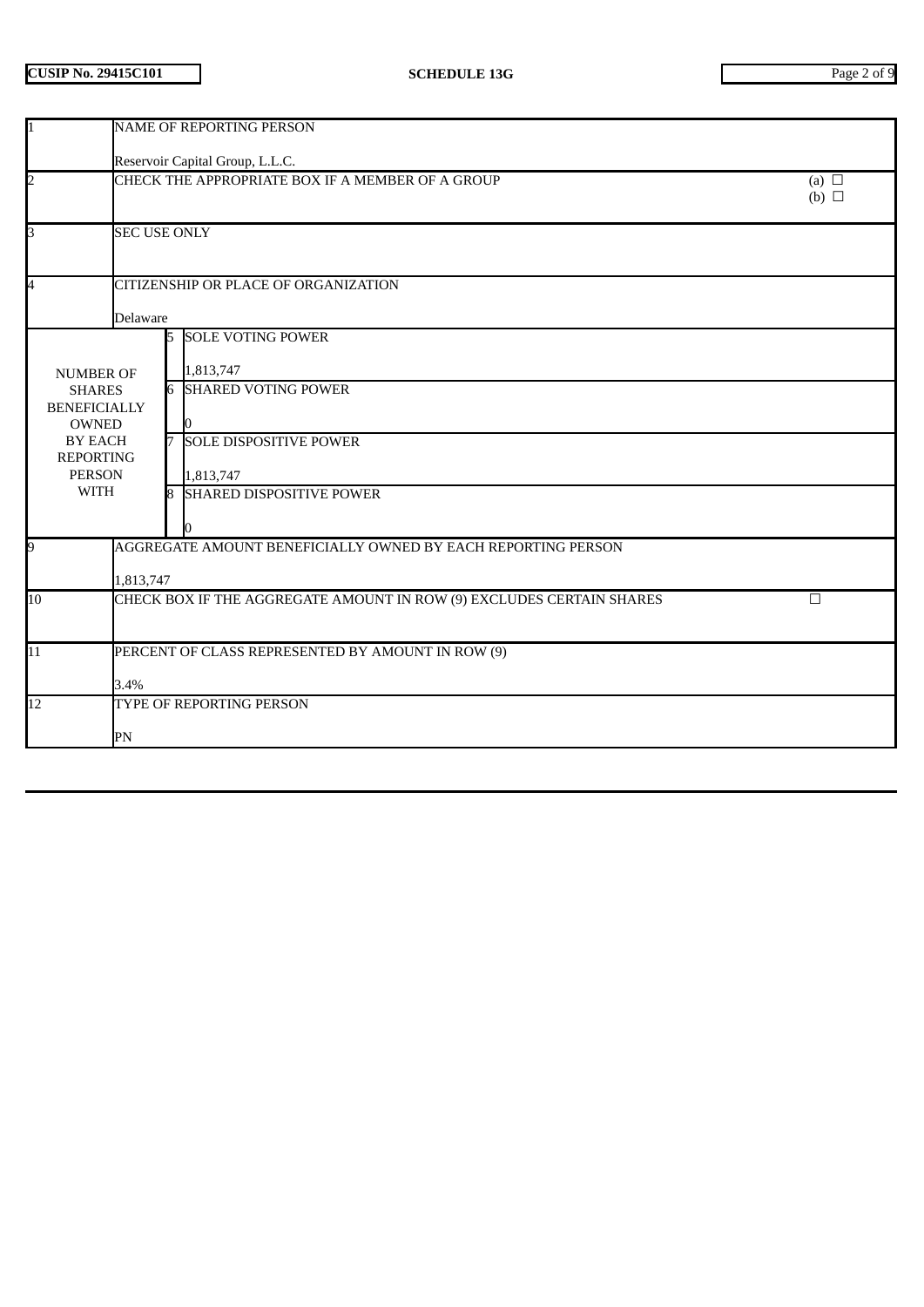| | | |
|---|---|---|
| 1 | NAME OF REPORTING PERSON<br><br>Reservoir Capital Group, L.L.C. | |
| 2 | CHECK THE APPROPRIATE BOX IF A MEMBER OF A GROUP | (a) ☐<br>(b) ☐ |
| 3 | SEC USE ONLY | |
| 4 | CITIZENSHIP OR PLACE OF ORGANIZATION<br><br>Delaware | |
| NUMBER OF SHARES BENEFICIALLY OWNED BY EACH REPORTING PERSON WITH | 5 SOLE VOTING POWER<br><br>1,813,747 | |
| | 6 SHARED VOTING POWER<br><br>0 | |
| | 7 SOLE DISPOSITIVE POWER<br><br>1,813,747 | |
| | 8 SHARED DISPOSITIVE POWER<br><br>0 | |
| 9 | AGGREGATE AMOUNT BENEFICIALLY OWNED BY EACH REPORTING PERSON<br><br>1,813,747 | |
| 10 | CHECK BOX IF THE AGGREGATE AMOUNT IN ROW (9) EXCLUDES CERTAIN SHARES | ☐ |
| 11 | PERCENT OF CLASS REPRESENTED BY AMOUNT IN ROW (9)<br><br>3.4% | |
| 12 | TYPE OF REPORTING PERSON<br><br>PN | |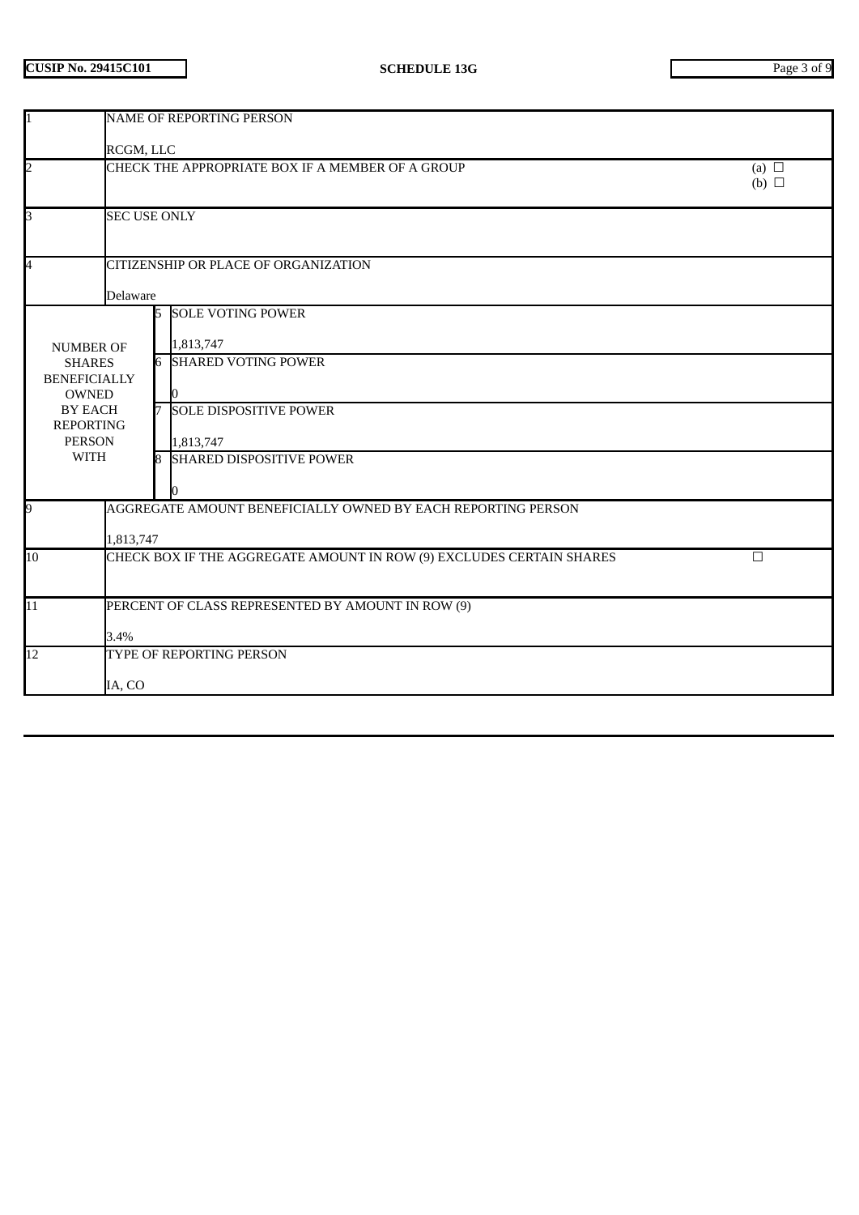CUSIP No. 29415C101

SCHEDULE 13G

| 1 | NAME OF REPORTING PERSON<br><br>RCGM, LLC | | |
|---|---|---|---|
| 2 | CHECK THE APPROPRIATE BOX IF A MEMBER OF A GROUP | | (a) ☐<br>(b) ☐ |
| 3 | SEC USE ONLY | | |
| 4 | CITIZENSHIP OR PLACE OF ORGANIZATION<br><br>Delaware | | |
| NUMBER OF SHARES BENEFICIALLY OWNED BY EACH REPORTING PERSON WITH | 5 | SOLE VOTING POWER<br><br>1,813,747 | |
| | 6 | SHARED VOTING POWER<br><br>0 | |
| | 7 | SOLE DISPOSITIVE POWER<br><br>1,813,747 | |
| | 8 | SHARED DISPOSITIVE POWER<br><br>0 | |
| 9 | AGGREGATE AMOUNT BENEFICIALLY OWNED BY EACH REPORTING PERSON<br><br>1,813,747 | | |
| 10 | CHECK BOX IF THE AGGREGATE AMOUNT IN ROW (9) EXCLUDES CERTAIN SHARES | | ☐ |
| 11 | PERCENT OF CLASS REPRESENTED BY AMOUNT IN ROW (9)<br><br>3.4% | | |
| 12 | TYPE OF REPORTING PERSON<br><br>IA, CO | | |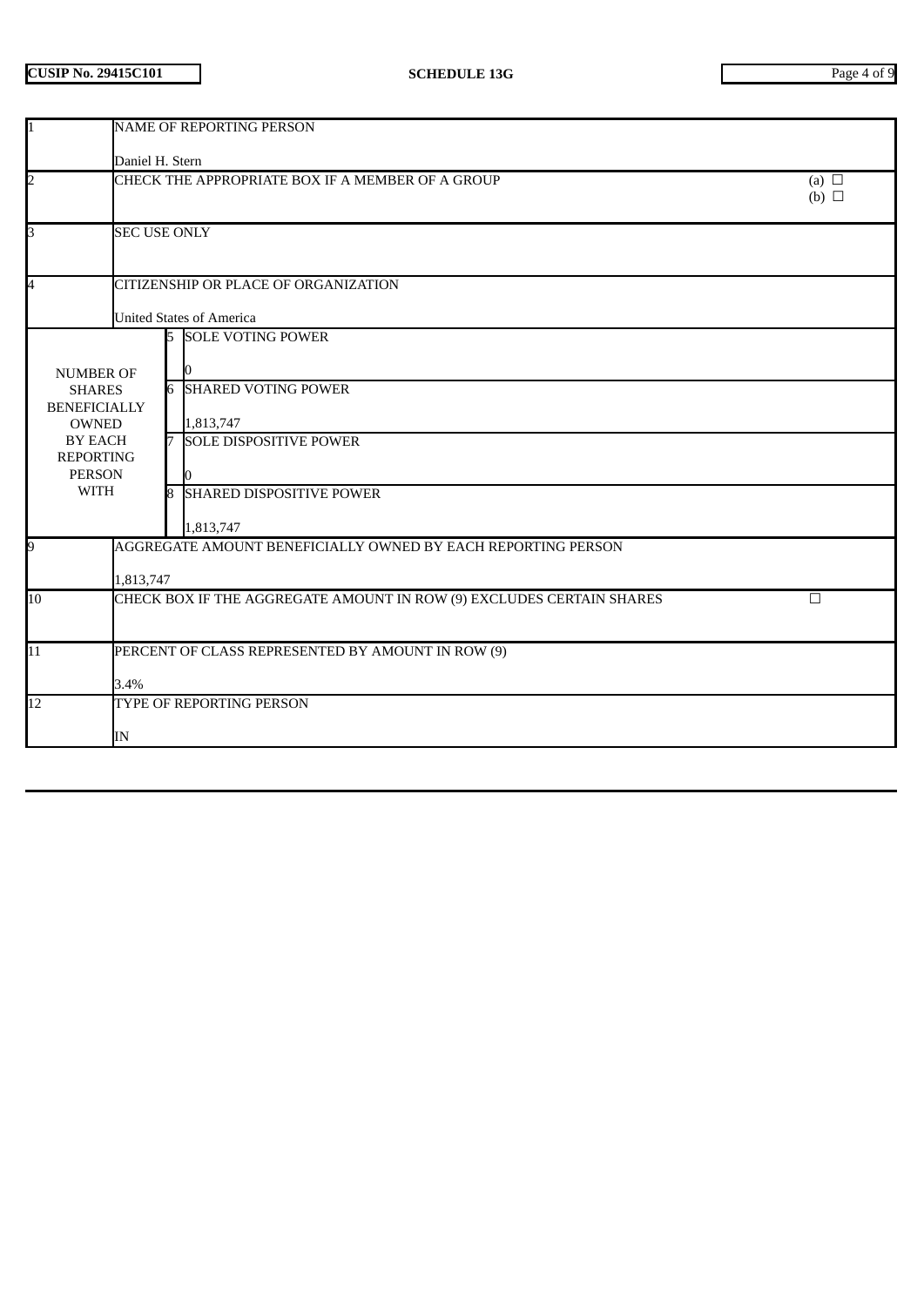**CUSIP No. 29415C101** **SCHEDULE 13G**

| | | | |
|---|---|---|---|
| 1 | NAME OF REPORTING PERSON<br><br>Daniel H. Stern | | |
| 2 | CHECK THE APPROPRIATE BOX IF A MEMBER OF A GROUP | | (a) ☐<br>(b) ☐ |
| 3 | SEC USE ONLY | | |
| 4 | CITIZENSHIP OR PLACE OF ORGANIZATION<br><br>United States of America | | |
| NUMBER OF SHARES BENEFICIALLY OWNED BY EACH REPORTING PERSON WITH | 5 | SOLE VOTING POWER<br><br>0 | |
| | 6 | SHARED VOTING POWER<br><br>1,813,747 | |
| | 7 | SOLE DISPOSITIVE POWER<br><br>0 | |
| | 8 | SHARED DISPOSITIVE POWER<br><br>1,813,747 | |
| 9 | AGGREGATE AMOUNT BENEFICIALLY OWNED BY EACH REPORTING PERSON<br><br>1,813,747 | | |
| 10 | CHECK BOX IF THE AGGREGATE AMOUNT IN ROW (9) EXCLUDES CERTAIN SHARES | | ☐ |
| 11 | PERCENT OF CLASS REPRESENTED BY AMOUNT IN ROW (9)<br><br>3.4% | | |
| 12 | TYPE OF REPORTING PERSON<br><br>IN | | |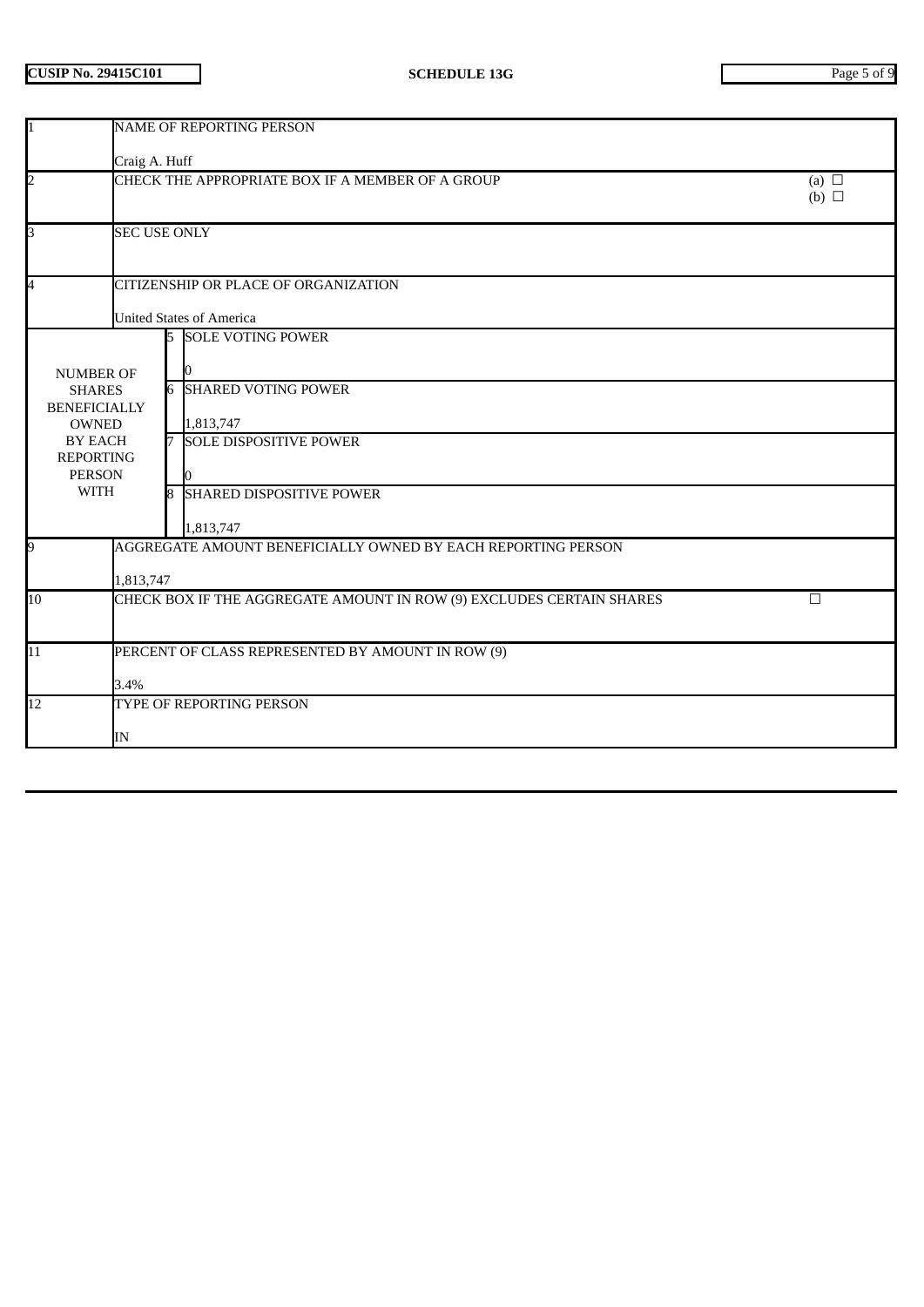| | | | |
|---|---|---|---|
| 1 | NAME OF REPORTING PERSON<br><br>Craig A. Huff | | |
| 2 | CHECK THE APPROPRIATE BOX IF A MEMBER OF A GROUP | | (a) ☐<br>(b) ☐ |
| 3 | SEC USE ONLY | | |
| 4 | CITIZENSHIP OR PLACE OF ORGANIZATION<br><br>United States of America | | |
| NUMBER OF SHARES BENEFICIALLY OWNED BY EACH REPORTING PERSON WITH | 5 | SOLE VOTING POWER<br><br>0 | |
| | 6 | SHARED VOTING POWER<br><br>1,813,747 | |
| | 7 | SOLE DISPOSITIVE POWER<br><br>0 | |
| | 8 | SHARED DISPOSITIVE POWER<br><br>1,813,747 | |
| 9 | AGGREGATE AMOUNT BENEFICIALLY OWNED BY EACH REPORTING PERSON<br><br>1,813,747 | | |
| 10 | CHECK BOX IF THE AGGREGATE AMOUNT IN ROW (9) EXCLUDES CERTAIN SHARES | | ☐ |
| 11 | PERCENT OF CLASS REPRESENTED BY AMOUNT IN ROW (9)<br><br>3.4% | | |
| 12 | TYPE OF REPORTING PERSON<br><br>IN | | |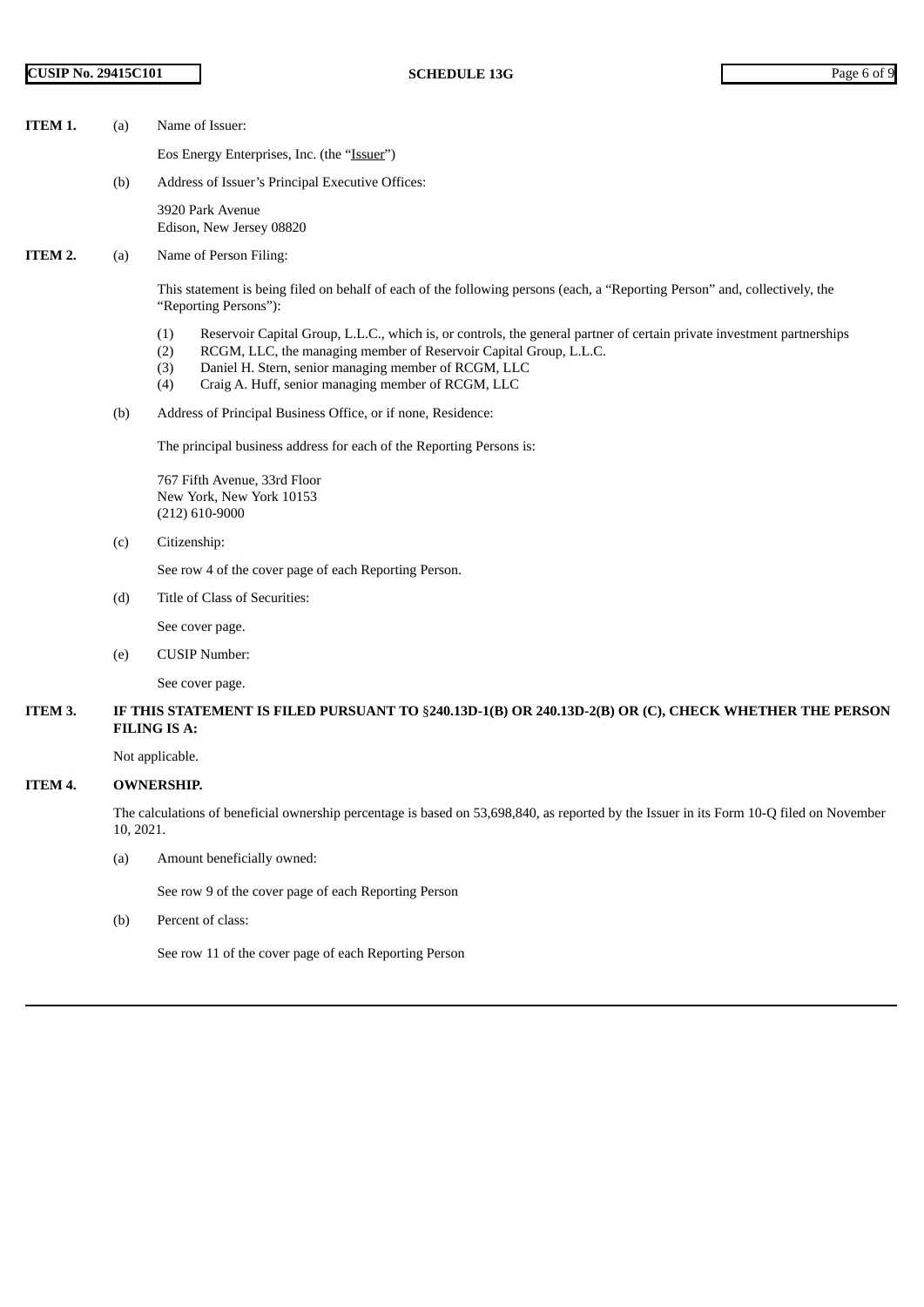**ITEM 1.** (a) Name of Issuer:

Eos Energy Enterprises, Inc. (the "Issuer")

(b) Address of Issuer's Principal Executive Offices:

3920 Park Avenue
Edison, New Jersey 08820

**ITEM 2.** (a) Name of Person Filing:

This statement is being filed on behalf of each of the following persons (each, a "Reporting Person" and, collectively, the "Reporting Persons"):

(1) Reservoir Capital Group, L.L.C., which is, or controls, the general partner of certain private investment partnerships
(2) RCGM, LLC, the managing member of Reservoir Capital Group, L.L.C.
(3) Daniel H. Stern, senior managing member of RCGM, LLC
(4) Craig A. Huff, senior managing member of RCGM, LLC

(b) Address of Principal Business Office, or if none, Residence:

The principal business address for each of the Reporting Persons is:

767 Fifth Avenue, 33rd Floor
New York, New York 10153
(212) 610-9000

(c) Citizenship:

See row 4 of the cover page of each Reporting Person.

(d) Title of Class of Securities:

See cover page.

(e) CUSIP Number:

See cover page.

**ITEM 3. IF THIS STATEMENT IS FILED PURSUANT TO §240.13D-1(B) OR 240.13D-2(B) OR (C), CHECK WHETHER THE PERSON FILING IS A:**

Not applicable.

**ITEM 4. OWNERSHIP.**

The calculations of beneficial ownership percentage is based on 53,698,840, as reported by the Issuer in its Form 10-Q filed on November 10, 2021.

(a) Amount beneficially owned:

See row 9 of the cover page of each Reporting Person

(b) Percent of class:

See row 11 of the cover page of each Reporting Person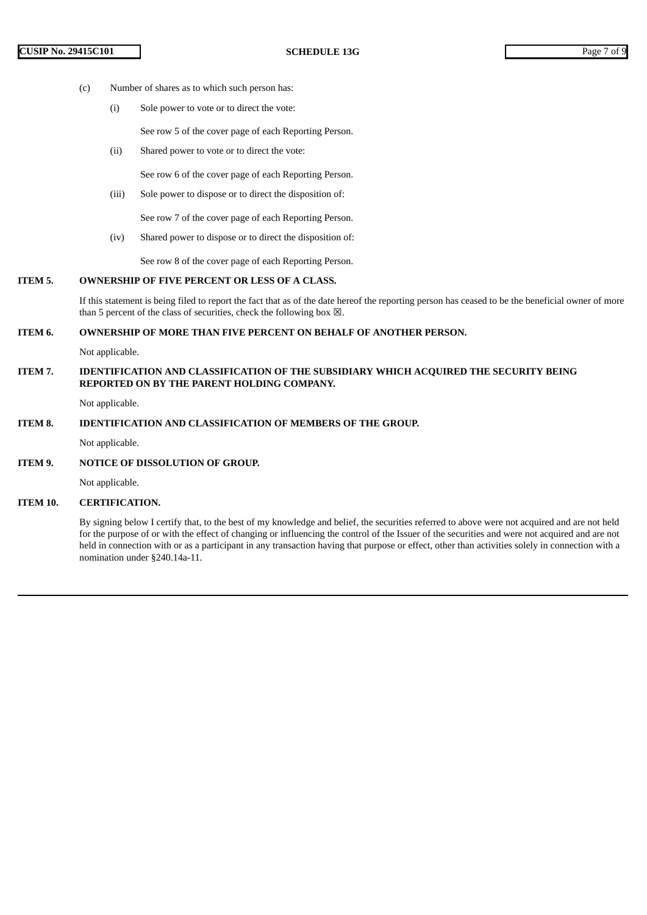(c) Number of shares as to which such person has:

(i) Sole power to vote or to direct the vote:

See row 5 of the cover page of each Reporting Person.

(ii) Shared power to vote or to direct the vote:

See row 6 of the cover page of each Reporting Person.

(iii) Sole power to dispose or to direct the disposition of:

See row 7 of the cover page of each Reporting Person.

(iv) Shared power to dispose or to direct the disposition of:

See row 8 of the cover page of each Reporting Person.

**ITEM 5. OWNERSHIP OF FIVE PERCENT OR LESS OF A CLASS.**

If this statement is being filed to report the fact that as of the date hereof the reporting person has ceased to be the beneficial owner of more than 5 percent of the class of securities, check the following box ☒.

**ITEM 6. OWNERSHIP OF MORE THAN FIVE PERCENT ON BEHALF OF ANOTHER PERSON.**

Not applicable.

**ITEM 7. IDENTIFICATION AND CLASSIFICATION OF THE SUBSIDIARY WHICH ACQUIRED THE SECURITY BEING REPORTED ON BY THE PARENT HOLDING COMPANY.**

Not applicable.

**ITEM 8. IDENTIFICATION AND CLASSIFICATION OF MEMBERS OF THE GROUP.**

Not applicable.

**ITEM 9. NOTICE OF DISSOLUTION OF GROUP.**

Not applicable.

**ITEM 10. CERTIFICATION.**

By signing below I certify that, to the best of my knowledge and belief, the securities referred to above were not acquired and are not held for the purpose of or with the effect of changing or influencing the control of the Issuer of the securities and were not acquired and are not held in connection with or as a participant in any transaction having that purpose or effect, other than activities solely in connection with a nomination under §240.14a-11.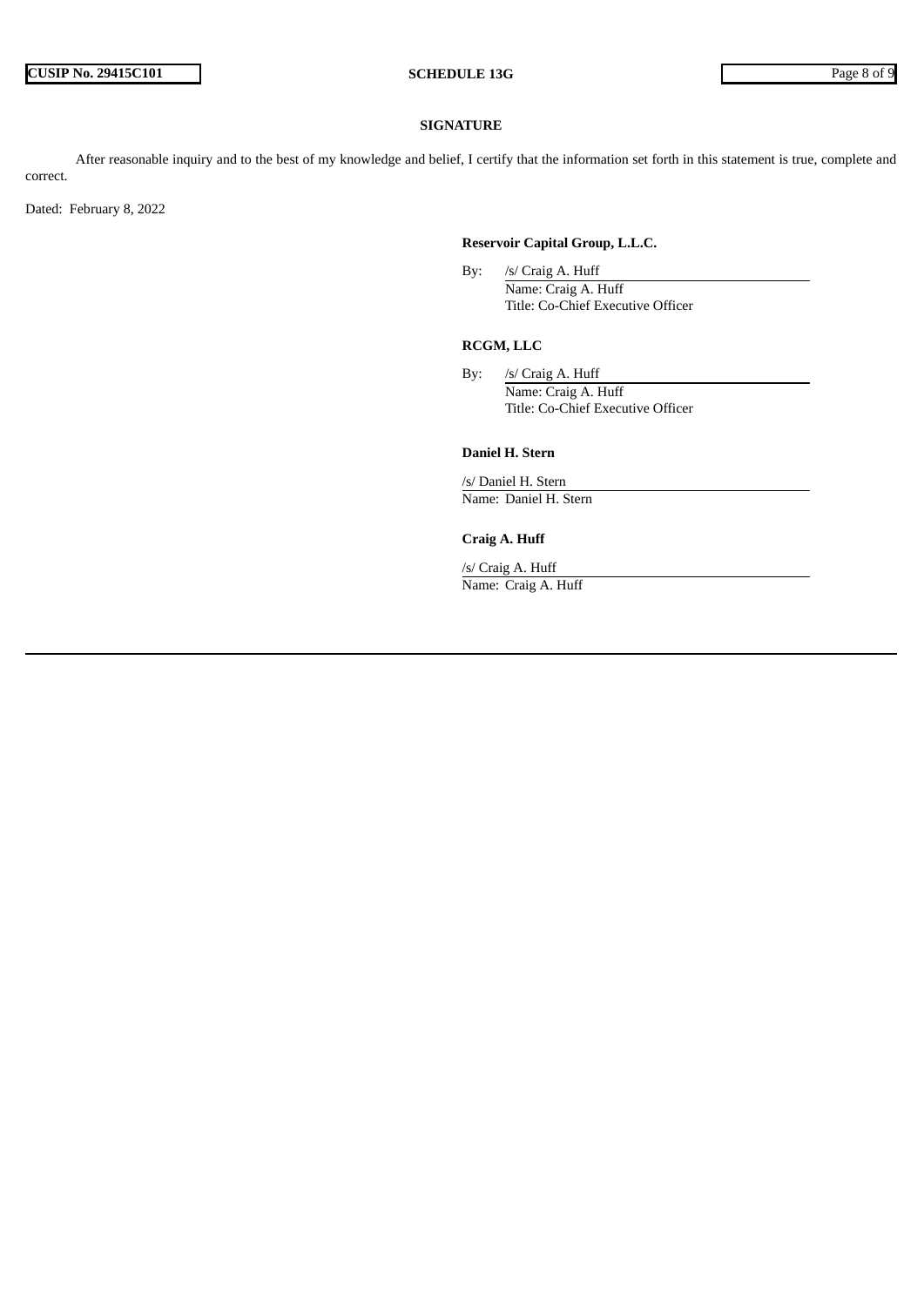## SIGNATURE

After reasonable inquiry and to the best of my knowledge and belief, I certify that the information set forth in this statement is true, complete and correct.

Dated: February 8, 2022

**Reservoir Capital Group, L.L.C.**

By: /s/ Craig A. Huff
Name: Craig A. Huff
Title: Co-Chief Executive Officer

**RCGM, LLC**

By: /s/ Craig A. Huff
Name: Craig A. Huff
Title: Co-Chief Executive Officer

**Daniel H. Stern**

/s/ Daniel H. Stern
Name: Daniel H. Stern

**Craig A. Huff**

/s/ Craig A. Huff
Name: Craig A. Huff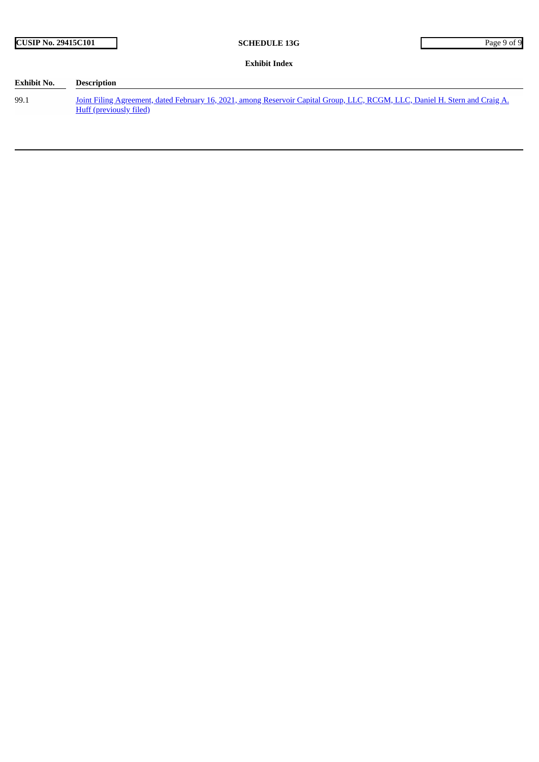## Exhibit Index

| Exhibit No. | Description |
| --- | --- |
| 99.1 | Joint Filing Agreement, dated February 16, 2021, among Reservoir Capital Group, LLC, RCGM, LLC, Daniel H. Stern and Craig A. Huff (previously filed) |